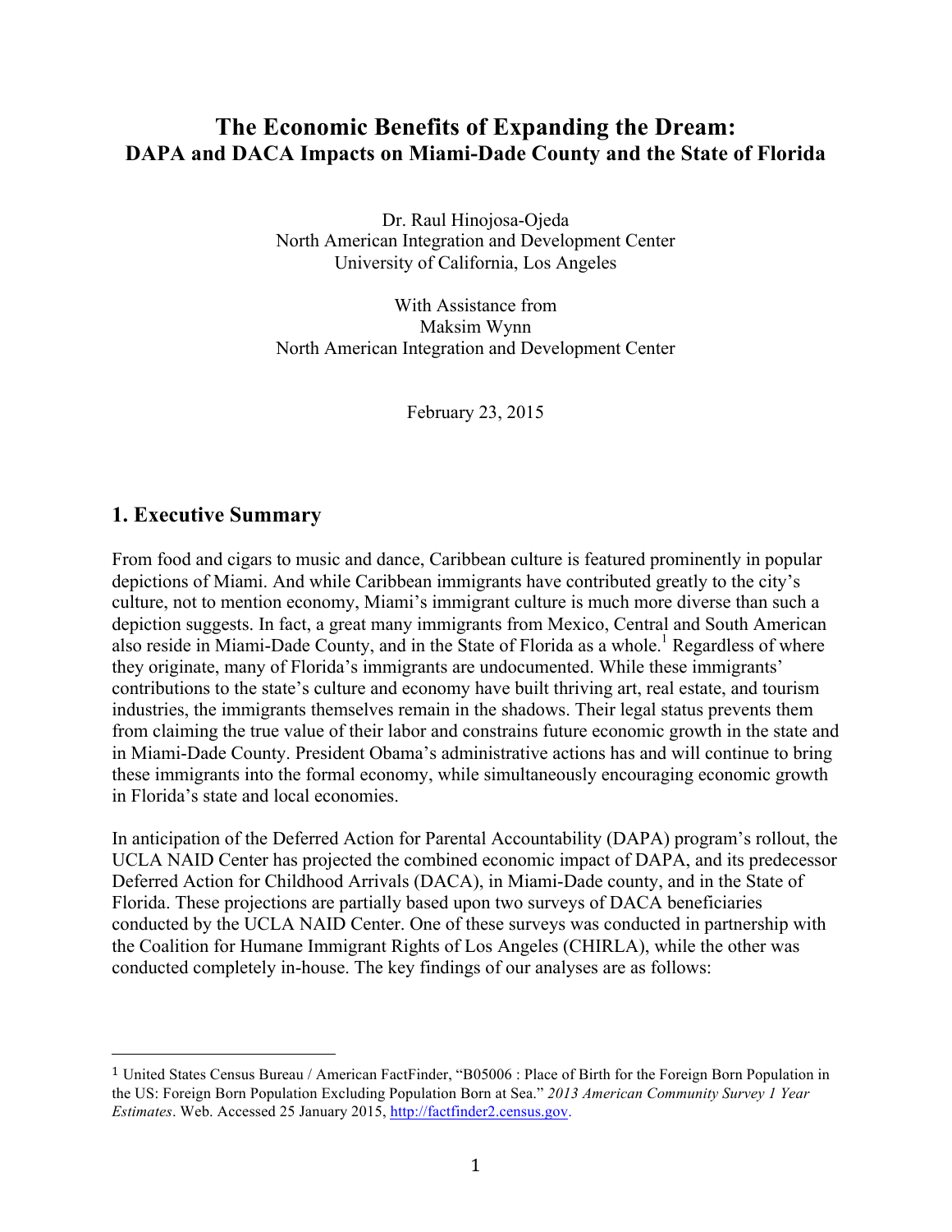# The Economic Benefits of Expanding the Dream:
## DAPA and DACA Impacts on Miami-Dade County and the State of Florida

Dr. Raul Hinojosa-Ojeda
North American Integration and Development Center
University of California, Los Angeles

With Assistance from
Maksim Wynn
North American Integration and Development Center

February 23, 2015

## 1. Executive Summary

From food and cigars to music and dance, Caribbean culture is featured prominently in popular depictions of Miami. And while Caribbean immigrants have contributed greatly to the city's culture, not to mention economy, Miami's immigrant culture is much more diverse than such a depiction suggests. In fact, a great many immigrants from Mexico, Central and South American also reside in Miami-Dade County, and in the State of Florida as a whole.[1] Regardless of where they originate, many of Florida's immigrants are undocumented. While these immigrants' contributions to the state's culture and economy have built thriving art, real estate, and tourism industries, the immigrants themselves remain in the shadows. Their legal status prevents them from claiming the true value of their labor and constrains future economic growth in the state and in Miami-Dade County. President Obama's administrative actions has and will continue to bring these immigrants into the formal economy, while simultaneously encouraging economic growth in Florida's state and local economies.

In anticipation of the Deferred Action for Parental Accountability (DAPA) program's rollout, the UCLA NAID Center has projected the combined economic impact of DAPA, and its predecessor Deferred Action for Childhood Arrivals (DACA), in Miami-Dade county, and in the State of Florida. These projections are partially based upon two surveys of DACA beneficiaries conducted by the UCLA NAID Center. One of these surveys was conducted in partnership with the Coalition for Humane Immigrant Rights of Los Angeles (CHIRLA), while the other was conducted completely in-house. The key findings of our analyses are as follows:

---

[1] United States Census Bureau / American FactFinder, "B05006 : Place of Birth for the Foreign Born Population in the US: Foreign Born Population Excluding Population Born at Sea." *2013 American Community Survey 1 Year Estimates*. Web. Accessed 25 January 2015, http://factfinder2.census.gov.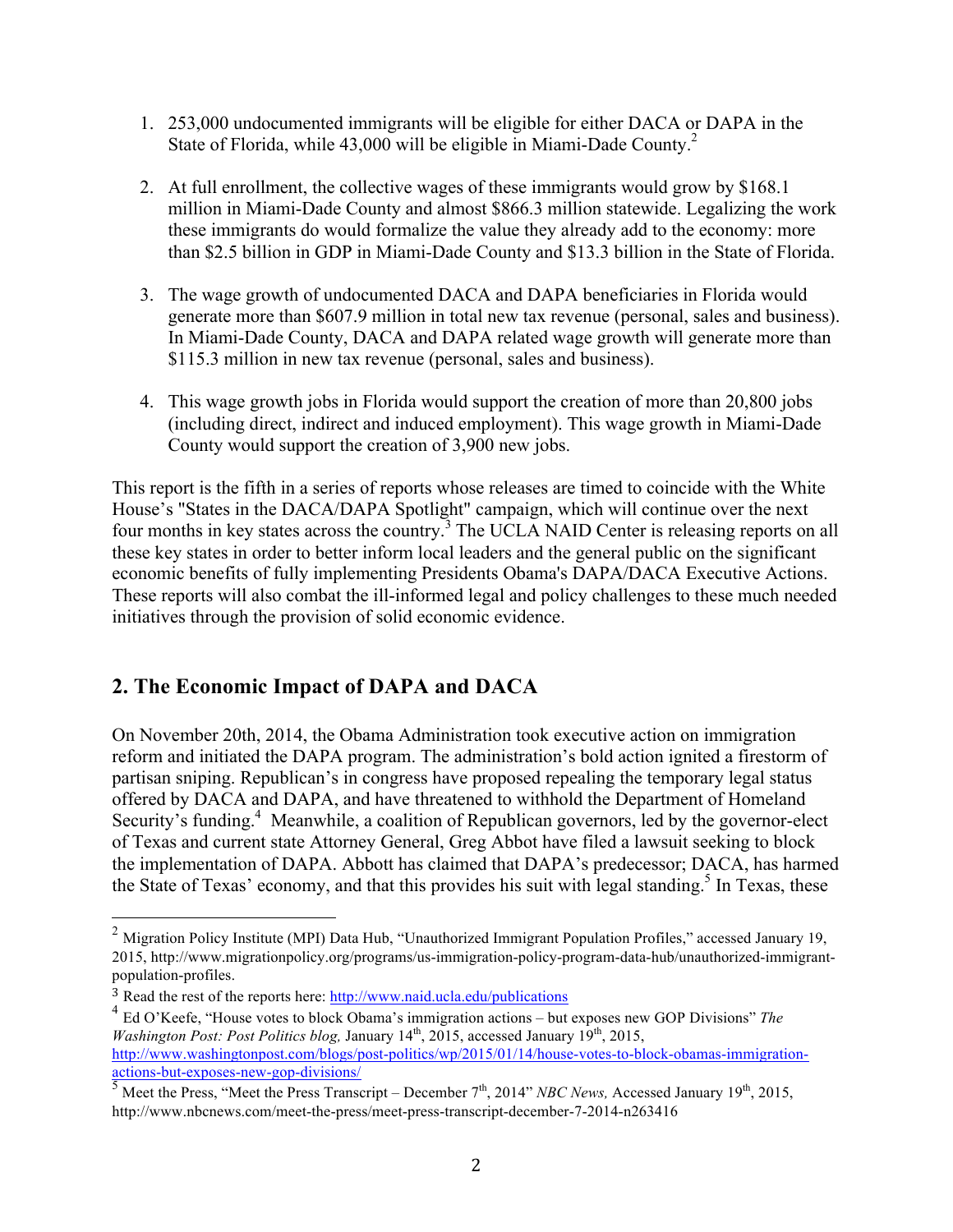1. 253,000 undocumented immigrants will be eligible for either DACA or DAPA in the State of Florida, while 43,000 will be eligible in Miami-Dade County.[2]

2. At full enrollment, the collective wages of these immigrants would grow by $168.1 million in Miami-Dade County and almost $866.3 million statewide. Legalizing the work these immigrants do would formalize the value they already add to the economy: more than $2.5 billion in GDP in Miami-Dade County and $13.3 billion in the State of Florida.

3. The wage growth of undocumented DACA and DAPA beneficiaries in Florida would generate more than $607.9 million in total new tax revenue (personal, sales and business). In Miami-Dade County, DACA and DAPA related wage growth will generate more than $115.3 million in new tax revenue (personal, sales and business).

4. This wage growth jobs in Florida would support the creation of more than 20,800 jobs (including direct, indirect and induced employment). This wage growth in Miami-Dade County would support the creation of 3,900 new jobs.

This report is the fifth in a series of reports whose releases are timed to coincide with the White House's "States in the DACA/DAPA Spotlight" campaign, which will continue over the next four months in key states across the country.[3] The UCLA NAID Center is releasing reports on all these key states in order to better inform local leaders and the general public on the significant economic benefits of fully implementing Presidents Obama's DAPA/DACA Executive Actions. These reports will also combat the ill-informed legal and policy challenges to these much needed initiatives through the provision of solid economic evidence.

## 2. The Economic Impact of DAPA and DACA

On November 20th, 2014, the Obama Administration took executive action on immigration reform and initiated the DAPA program. The administration's bold action ignited a firestorm of partisan sniping. Republican's in congress have proposed repealing the temporary legal status offered by DACA and DAPA, and have threatened to withhold the Department of Homeland Security's funding.[4] Meanwhile, a coalition of Republican governors, led by the governor-elect of Texas and current state Attorney General, Greg Abbot have filed a lawsuit seeking to block the implementation of DAPA. Abbott has claimed that DAPA's predecessor; DACA, has harmed the State of Texas' economy, and that this provides his suit with legal standing.[5] In Texas, these

---

[2] Migration Policy Institute (MPI) Data Hub, "Unauthorized Immigrant Population Profiles," accessed January 19, 2015, http://www.migrationpolicy.org/programs/us-immigration-policy-program-data-hub/unauthorized-immigrant-population-profiles.

[3] Read the rest of the reports here: http://www.naid.ucla.edu/publications

[4] Ed O'Keefe, "House votes to block Obama's immigration actions – but exposes new GOP Divisions" *The Washington Post: Post Politics blog,* January 14th, 2015, accessed January 19th, 2015, http://www.washingtonpost.com/blogs/post-politics/wp/2015/01/14/house-votes-to-block-obamas-immigration-actions-but-exposes-new-gop-divisions/

[5] Meet the Press, "Meet the Press Transcript – December 7th, 2014" *NBC News,* Accessed January 19th, 2015, http://www.nbcnews.com/meet-the-press/meet-press-transcript-december-7-2014-n263416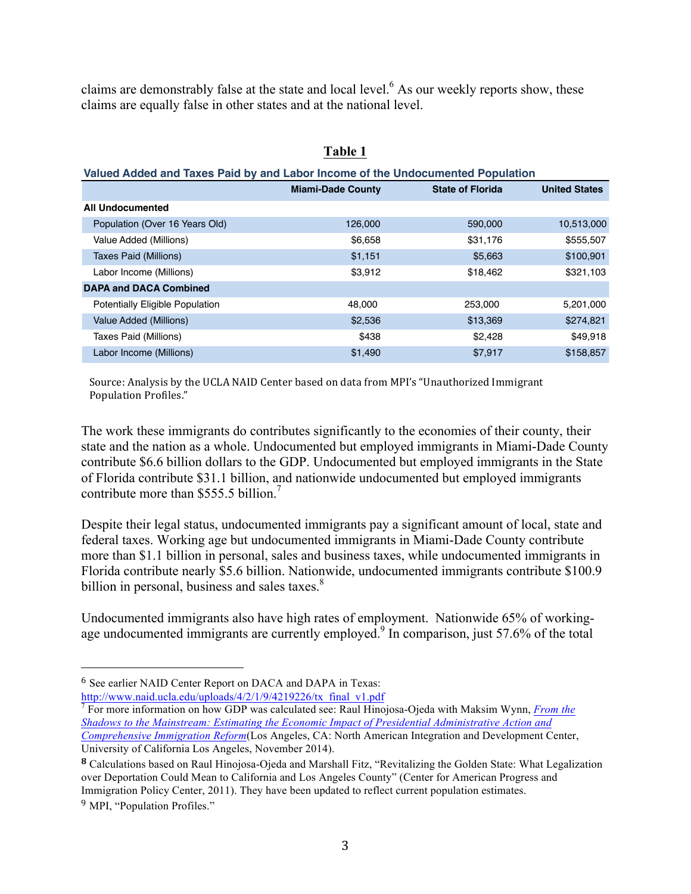claims are demonstrably false at the state and local level.[6] As our weekly reports show, these claims are equally false in other states and at the national level.

**Table 1**

**Valued Added and Taxes Paid by and Labor Income of the Undocumented Population**

| | Miami-Dade County | State of Florida | United States |
|---|---|---|---|
| **All Undocumented** | | | |
| Population (Over 16 Years Old) | 126,000 | 590,000 | 10,513,000 |
| Value Added (Millions) | $6,658 | $31,176 | $555,507 |
| Taxes Paid (Millions) | $1,151 | $5,663 | $100,901 |
| Labor Income (Millions) | $3,912 | $18,462 | $321,103 |
| **DAPA and DACA Combined** | | | |
| Potentially Eligible Population | 48,000 | 253,000 | 5,201,000 |
| Value Added (Millions) | $2,536 | $13,369 | $274,821 |
| Taxes Paid (Millions) | $438 | $2,428 | $49,918 |
| Labor Income (Millions) | $1,490 | $7,917 | $158,857 |

Source: Analysis by the UCLA NAID Center based on data from MPI's "Unauthorized Immigrant Population Profiles."

The work these immigrants do contributes significantly to the economies of their county, their state and the nation as a whole. Undocumented but employed immigrants in Miami-Dade County contribute $6.6 billion dollars to the GDP. Undocumented but employed immigrants in the State of Florida contribute $31.1 billion, and nationwide undocumented but employed immigrants contribute more than $555.5 billion.[7]

Despite their legal status, undocumented immigrants pay a significant amount of local, state and federal taxes. Working age but undocumented immigrants in Miami-Dade County contribute more than $1.1 billion in personal, sales and business taxes, while undocumented immigrants in Florida contribute nearly $5.6 billion. Nationwide, undocumented immigrants contribute $100.9 billion in personal, business and sales taxes.[8]

Undocumented immigrants also have high rates of employment. Nationwide 65% of working-age undocumented immigrants are currently employed.[9] In comparison, just 57.6% of the total

---

[6] See earlier NAID Center Report on DACA and DAPA in Texas: http://www.naid.ucla.edu/uploads/4/2/1/9/4219226/tx_final_v1.pdf

[7] For more information on how GDP was calculated see: Raul Hinojosa-Ojeda with Maksim Wynn, *From the Shadows to the Mainstream: Estimating the Economic Impact of Presidential Administrative Action and Comprehensive Immigration Reform*(Los Angeles, CA: North American Integration and Development Center, University of California Los Angeles, November 2014).

[8] Calculations based on Raul Hinojosa-Ojeda and Marshall Fitz, "Revitalizing the Golden State: What Legalization over Deportation Could Mean to California and Los Angeles County" (Center for American Progress and Immigration Policy Center, 2011). They have been updated to reflect current population estimates.

[9] MPI, "Population Profiles."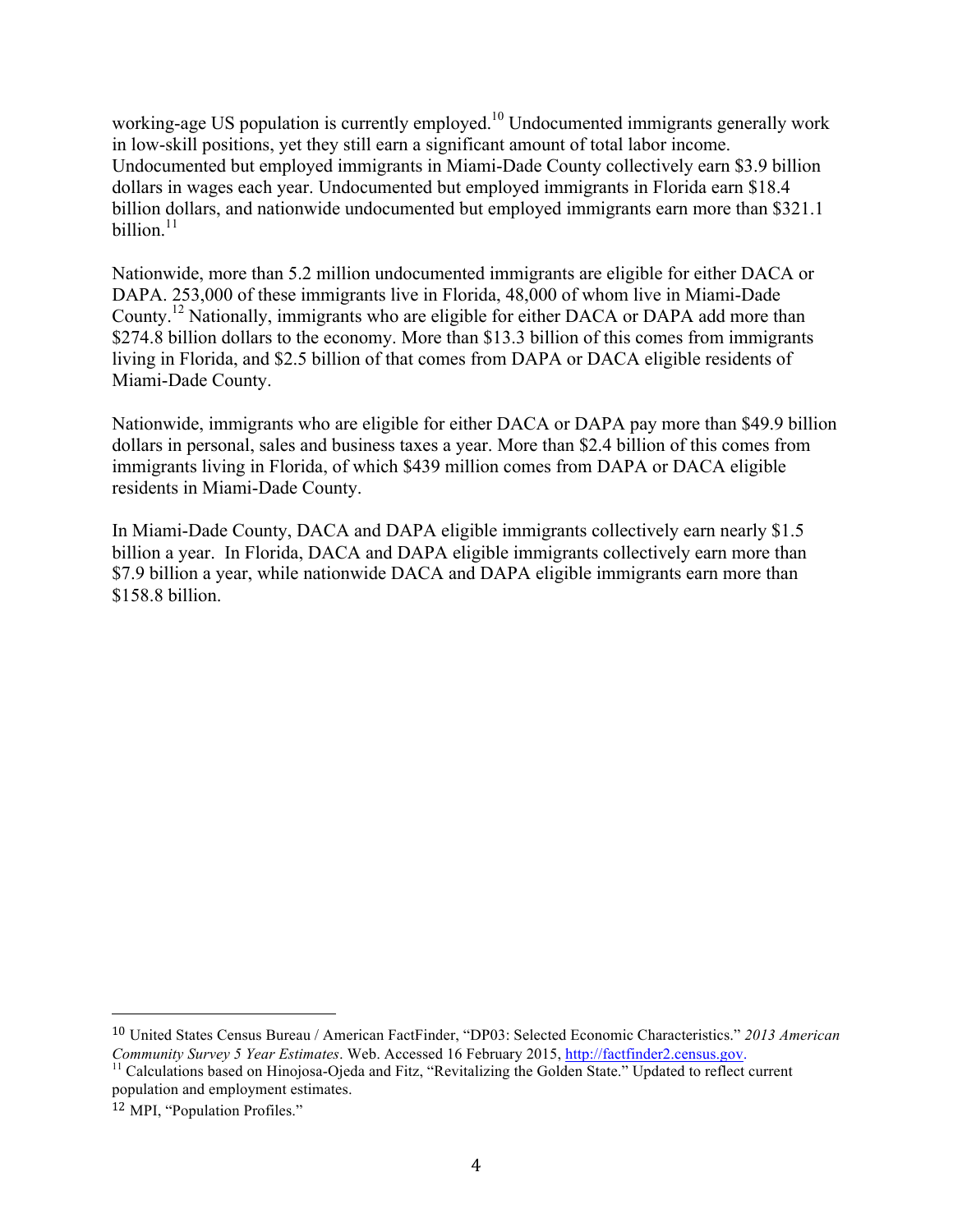working-age US population is currently employed.[10] Undocumented immigrants generally work in low-skill positions, yet they still earn a significant amount of total labor income. Undocumented but employed immigrants in Miami-Dade County collectively earn $3.9 billion dollars in wages each year. Undocumented but employed immigrants in Florida earn $18.4 billion dollars, and nationwide undocumented but employed immigrants earn more than $321.1 billion.[11]

Nationwide, more than 5.2 million undocumented immigrants are eligible for either DACA or DAPA. 253,000 of these immigrants live in Florida, 48,000 of whom live in Miami-Dade County.[12] Nationally, immigrants who are eligible for either DACA or DAPA add more than $274.8 billion dollars to the economy. More than $13.3 billion of this comes from immigrants living in Florida, and $2.5 billion of that comes from DAPA or DACA eligible residents of Miami-Dade County.

Nationwide, immigrants who are eligible for either DACA or DAPA pay more than $49.9 billion dollars in personal, sales and business taxes a year. More than $2.4 billion of this comes from immigrants living in Florida, of which $439 million comes from DAPA or DACA eligible residents in Miami-Dade County.

In Miami-Dade County, DACA and DAPA eligible immigrants collectively earn nearly $1.5 billion a year. In Florida, DACA and DAPA eligible immigrants collectively earn more than $7.9 billion a year, while nationwide DACA and DAPA eligible immigrants earn more than $158.8 billion.

---

[10] United States Census Bureau / American FactFinder, "DP03: Selected Economic Characteristics." *2013 American Community Survey 5 Year Estimates*. Web. Accessed 16 February 2015, http://factfinder2.census.gov.

[11] Calculations based on Hinojosa-Ojeda and Fitz, "Revitalizing the Golden State." Updated to reflect current population and employment estimates.

[12] MPI, "Population Profiles."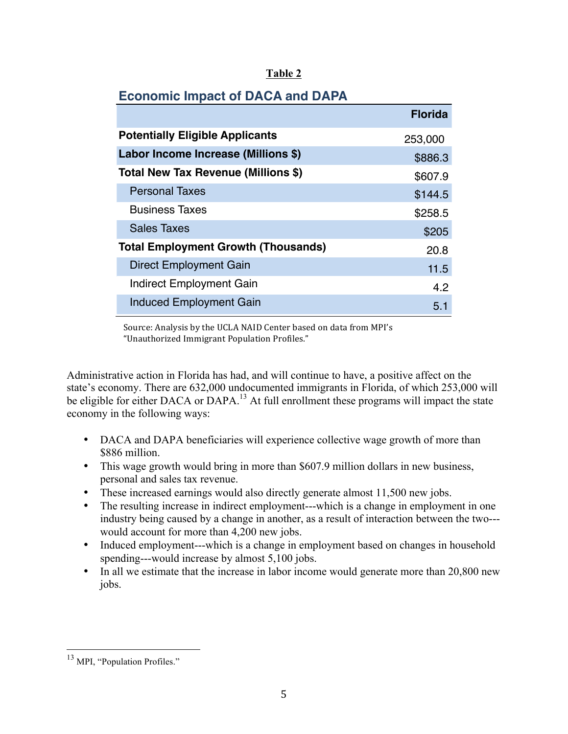**Table 2**

**Economic Impact of DACA and DAPA**

| | Florida |
|---|---|
| **Potentially Eligible Applicants** | 253,000 |
| **Labor Income Increase (Millions $)** | $886.3 |
| **Total New Tax Revenue (Millions $)** | $607.9 |
| Personal Taxes | $144.5 |
| Business Taxes | $258.5 |
| Sales Taxes | $205 |
| **Total Employment Growth (Thousands)** | 20.8 |
| Direct Employment Gain | 11.5 |
| Indirect Employment Gain | 4.2 |
| Induced Employment Gain | 5.1 |

Source: Analysis by the UCLA NAID Center based on data from MPI's "Unauthorized Immigrant Population Profiles."

Administrative action in Florida has had, and will continue to have, a positive affect on the state's economy. There are 632,000 undocumented immigrants in Florida, of which 253,000 will be eligible for either DACA or DAPA.[13] At full enrollment these programs will impact the state economy in the following ways:

- DACA and DAPA beneficiaries will experience collective wage growth of more than $886 million.
- This wage growth would bring in more than $607.9 million dollars in new business, personal and sales tax revenue.
- These increased earnings would also directly generate almost 11,500 new jobs.
- The resulting increase in indirect employment---which is a change in employment in one industry being caused by a change in another, as a result of interaction between the two---would account for more than 4,200 new jobs.
- Induced employment---which is a change in employment based on changes in household spending---would increase by almost 5,100 jobs.
- In all we estimate that the increase in labor income would generate more than 20,800 new jobs.

[13] MPI, "Population Profiles."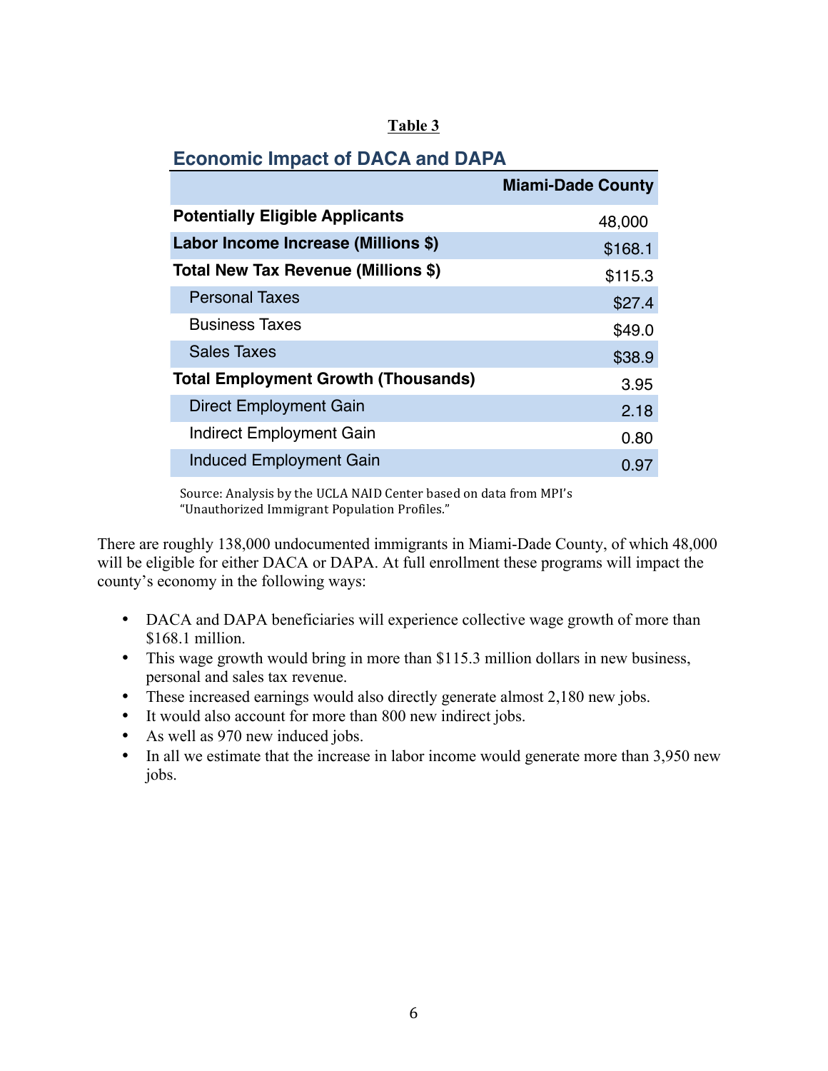**Table 3**

### Economic Impact of DACA and DAPA

| | Miami-Dade County |
|---|---|
| **Potentially Eligible Applicants** | 48,000 |
| **Labor Income Increase (Millions $)** | $168.1 |
| **Total New Tax Revenue (Millions $)** | $115.3 |
| Personal Taxes | $27.4 |
| Business Taxes | $49.0 |
| Sales Taxes | $38.9 |
| **Total Employment Growth (Thousands)** | 3.95 |
| Direct Employment Gain | 2.18 |
| Indirect Employment Gain | 0.80 |
| Induced Employment Gain | 0.97 |

Source: Analysis by the UCLA NAID Center based on data from MPI's "Unauthorized Immigrant Population Profiles."

There are roughly 138,000 undocumented immigrants in Miami-Dade County, of which 48,000 will be eligible for either DACA or DAPA. At full enrollment these programs will impact the county's economy in the following ways:

- DACA and DAPA beneficiaries will experience collective wage growth of more than $168.1 million.
- This wage growth would bring in more than $115.3 million dollars in new business, personal and sales tax revenue.
- These increased earnings would also directly generate almost 2,180 new jobs.
- It would also account for more than 800 new indirect jobs.
- As well as 970 new induced jobs.
- In all we estimate that the increase in labor income would generate more than 3,950 new jobs.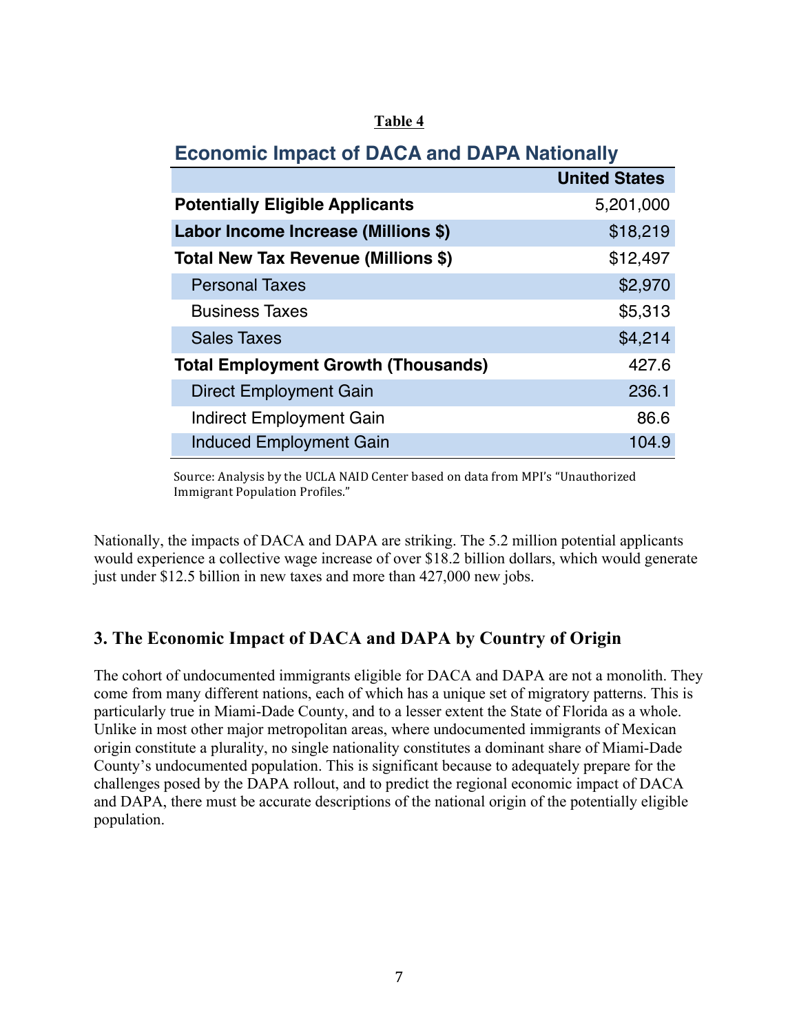**Table 4**

**Economic Impact of DACA and DAPA Nationally**

| | United States |
|---|---|
| **Potentially Eligible Applicants** | 5,201,000 |
| **Labor Income Increase (Millions $)** | $18,219 |
| **Total New Tax Revenue (Millions $)** | $12,497 |
| Personal Taxes | $2,970 |
| Business Taxes | $5,313 |
| Sales Taxes | $4,214 |
| **Total Employment Growth (Thousands)** | 427.6 |
| Direct Employment Gain | 236.1 |
| Indirect Employment Gain | 86.6 |
| Induced Employment Gain | 104.9 |

Source: Analysis by the UCLA NAID Center based on data from MPI's "Unauthorized Immigrant Population Profiles."

Nationally, the impacts of DACA and DAPA are striking. The 5.2 million potential applicants would experience a collective wage increase of over $18.2 billion dollars, which would generate just under $12.5 billion in new taxes and more than 427,000 new jobs.

## 3. The Economic Impact of DACA and DAPA by Country of Origin

The cohort of undocumented immigrants eligible for DACA and DAPA are not a monolith. They come from many different nations, each of which has a unique set of migratory patterns. This is particularly true in Miami-Dade County, and to a lesser extent the State of Florida as a whole. Unlike in most other major metropolitan areas, where undocumented immigrants of Mexican origin constitute a plurality, no single nationality constitutes a dominant share of Miami-Dade County's undocumented population. This is significant because to adequately prepare for the challenges posed by the DAPA rollout, and to predict the regional economic impact of DACA and DAPA, there must be accurate descriptions of the national origin of the potentially eligible population.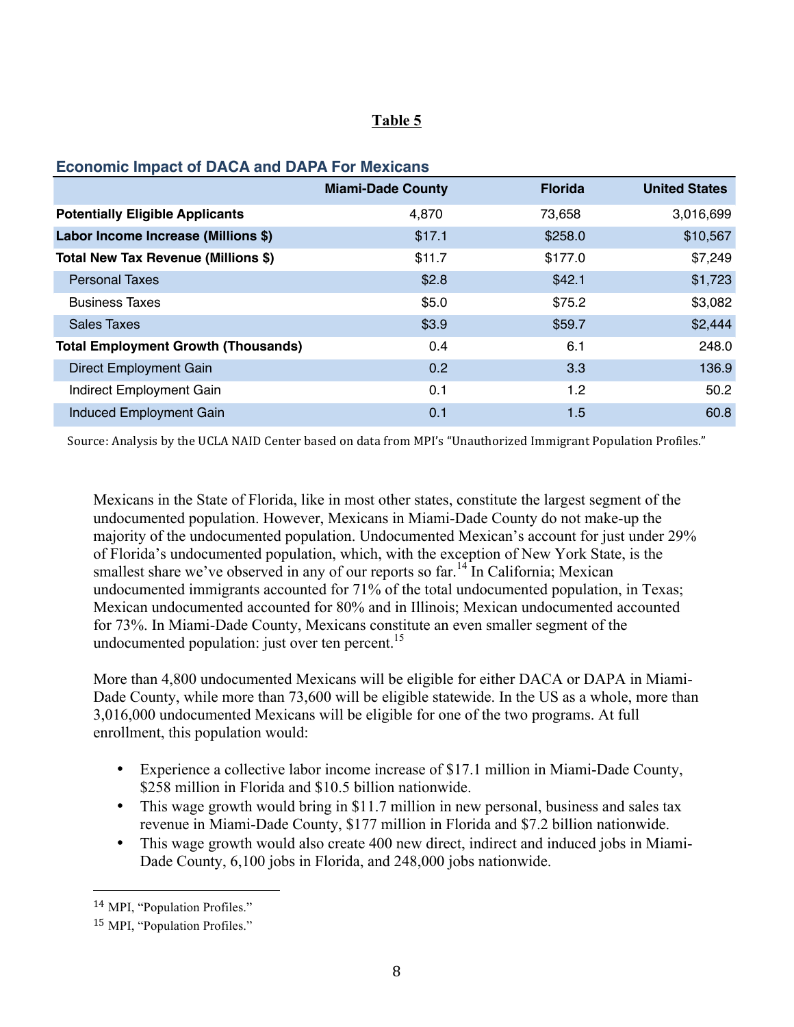**Table 5**

**Economic Impact of DACA and DAPA For Mexicans**

| | Miami-Dade County | Florida | United States |
|---|---|---|---|
| **Potentially Eligible Applicants** | 4,870 | 73,658 | 3,016,699 |
| **Labor Income Increase (Millions $)** | $17.1 | $258.0 | $10,567 |
| **Total New Tax Revenue (Millions $)** | $11.7 | $177.0 | $7,249 |
| Personal Taxes | $2.8 | $42.1 | $1,723 |
| Business Taxes | $5.0 | $75.2 | $3,082 |
| Sales Taxes | $3.9 | $59.7 | $2,444 |
| **Total Employment Growth (Thousands)** | 0.4 | 6.1 | 248.0 |
| Direct Employment Gain | 0.2 | 3.3 | 136.9 |
| Indirect Employment Gain | 0.1 | 1.2 | 50.2 |
| Induced Employment Gain | 0.1 | 1.5 | 60.8 |

Source: Analysis by the UCLA NAID Center based on data from MPI's "Unauthorized Immigrant Population Profiles."

Mexicans in the State of Florida, like in most other states, constitute the largest segment of the undocumented population. However, Mexicans in Miami-Dade County do not make-up the majority of the undocumented population. Undocumented Mexican's account for just under 29% of Florida's undocumented population, which, with the exception of New York State, is the smallest share we've observed in any of our reports so far.[14] In California; Mexican undocumented immigrants accounted for 71% of the total undocumented population, in Texas; Mexican undocumented accounted for 80% and in Illinois; Mexican undocumented accounted for 73%. In Miami-Dade County, Mexicans constitute an even smaller segment of the undocumented population: just over ten percent.[15]

More than 4,800 undocumented Mexicans will be eligible for either DACA or DAPA in Miami-Dade County, while more than 73,600 will be eligible statewide. In the US as a whole, more than 3,016,000 undocumented Mexicans will be eligible for one of the two programs. At full enrollment, this population would:

- Experience a collective labor income increase of $17.1 million in Miami-Dade County, $258 million in Florida and $10.5 billion nationwide.
- This wage growth would bring in $11.7 million in new personal, business and sales tax revenue in Miami-Dade County, $177 million in Florida and $7.2 billion nationwide.
- This wage growth would also create 400 new direct, indirect and induced jobs in Miami-Dade County, 6,100 jobs in Florida, and 248,000 jobs nationwide.

---

[14] MPI, "Population Profiles."

[15] MPI, "Population Profiles."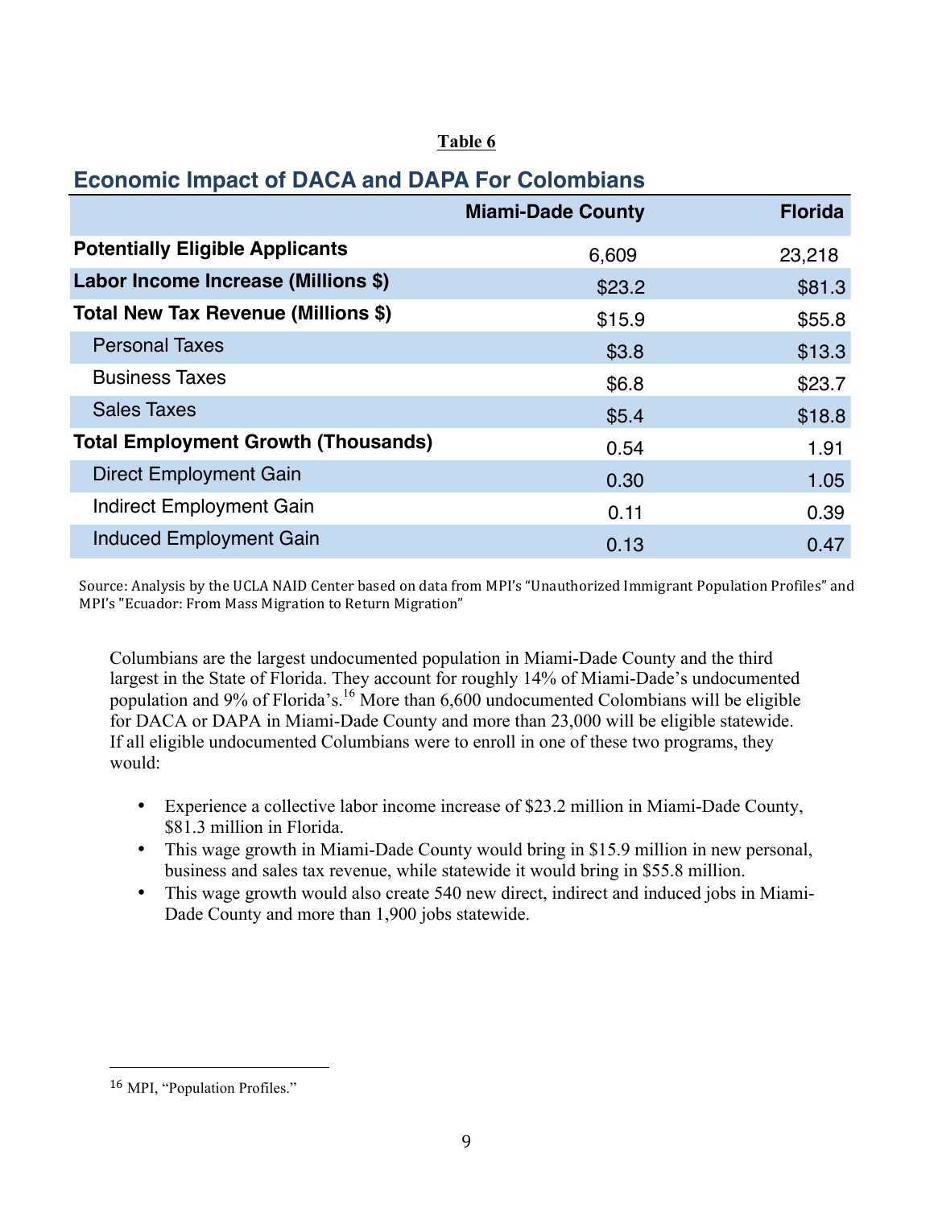**Table 6**

## Economic Impact of DACA and DAPA For Colombians

| | Miami-Dade County | Florida |
|---|---|---|
| **Potentially Eligible Applicants** | 6,609 | 23,218 |
| **Labor Income Increase (Millions $)** | $23.2 | $81.3 |
| **Total New Tax Revenue (Millions $)** | $15.9 | $55.8 |
| Personal Taxes | $3.8 | $13.3 |
| Business Taxes | $6.8 | $23.7 |
| Sales Taxes | $5.4 | $18.8 |
| **Total Employment Growth (Thousands)** | 0.54 | 1.91 |
| Direct Employment Gain | 0.30 | 1.05 |
| Indirect Employment Gain | 0.11 | 0.39 |
| Induced Employment Gain | 0.13 | 0.47 |

Source: Analysis by the UCLA NAID Center based on data from MPI's "Unauthorized Immigrant Population Profiles" and MPI's "Ecuador: From Mass Migration to Return Migration"

Columbians are the largest undocumented population in Miami-Dade County and the third largest in the State of Florida. They account for roughly 14% of Miami-Dade's undocumented population and 9% of Florida's.[16] More than 6,600 undocumented Colombians will be eligible for DACA or DAPA in Miami-Dade County and more than 23,000 will be eligible statewide. If all eligible undocumented Columbians were to enroll in one of these two programs, they would:

- Experience a collective labor income increase of $23.2 million in Miami-Dade County, $81.3 million in Florida.
- This wage growth in Miami-Dade County would bring in $15.9 million in new personal, business and sales tax revenue, while statewide it would bring in $55.8 million.
- This wage growth would also create 540 new direct, indirect and induced jobs in Miami-Dade County and more than 1,900 jobs statewide.

[16] MPI, "Population Profiles."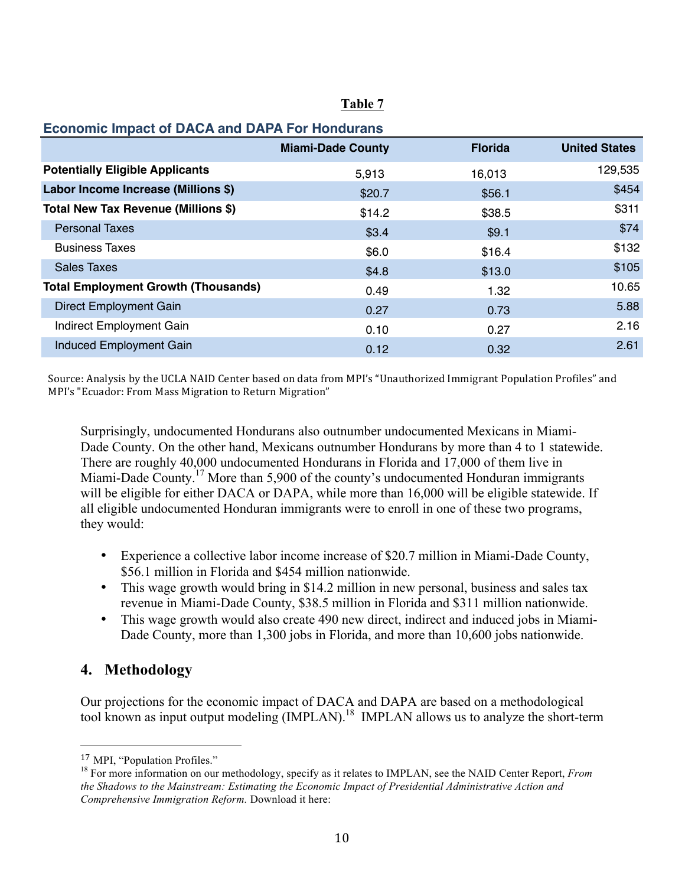**Table 7**

**Economic Impact of DACA and DAPA For Hondurans**

| | Miami-Dade County | Florida | United States |
|---|---|---|---|
| **Potentially Eligible Applicants** | 5,913 | 16,013 | 129,535 |
| **Labor Income Increase (Millions $)** | $20.7 | $56.1 | $454 |
| **Total New Tax Revenue (Millions $)** | $14.2 | $38.5 | $311 |
| Personal Taxes | $3.4 | $9.1 | $74 |
| Business Taxes | $6.0 | $16.4 | $132 |
| Sales Taxes | $4.8 | $13.0 | $105 |
| **Total Employment Growth (Thousands)** | 0.49 | 1.32 | 10.65 |
| Direct Employment Gain | 0.27 | 0.73 | 5.88 |
| Indirect Employment Gain | 0.10 | 0.27 | 2.16 |
| Induced Employment Gain | 0.12 | 0.32 | 2.61 |

Source: Analysis by the UCLA NAID Center based on data from MPI's "Unauthorized Immigrant Population Profiles" and MPI's "Ecuador: From Mass Migration to Return Migration"

Surprisingly, undocumented Hondurans also outnumber undocumented Mexicans in Miami-Dade County. On the other hand, Mexicans outnumber Hondurans by more than 4 to 1 statewide. There are roughly 40,000 undocumented Hondurans in Florida and 17,000 of them live in Miami-Dade County.[17] More than 5,900 of the county's undocumented Honduran immigrants will be eligible for either DACA or DAPA, while more than 16,000 will be eligible statewide. If all eligible undocumented Honduran immigrants were to enroll in one of these two programs, they would:

- Experience a collective labor income increase of $20.7 million in Miami-Dade County, $56.1 million in Florida and $454 million nationwide.
- This wage growth would bring in $14.2 million in new personal, business and sales tax revenue in Miami-Dade County, $38.5 million in Florida and $311 million nationwide.
- This wage growth would also create 490 new direct, indirect and induced jobs in Miami-Dade County, more than 1,300 jobs in Florida, and more than 10,600 jobs nationwide.

## 4. Methodology

Our projections for the economic impact of DACA and DAPA are based on a methodological tool known as input output modeling (IMPLAN).[18] IMPLAN allows us to analyze the short-term

[17] MPI, "Population Profiles."

[18] For more information on our methodology, specify as it relates to IMPLAN, see the NAID Center Report, *From the Shadows to the Mainstream: Estimating the Economic Impact of Presidential Administrative Action and Comprehensive Immigration Reform.* Download it here: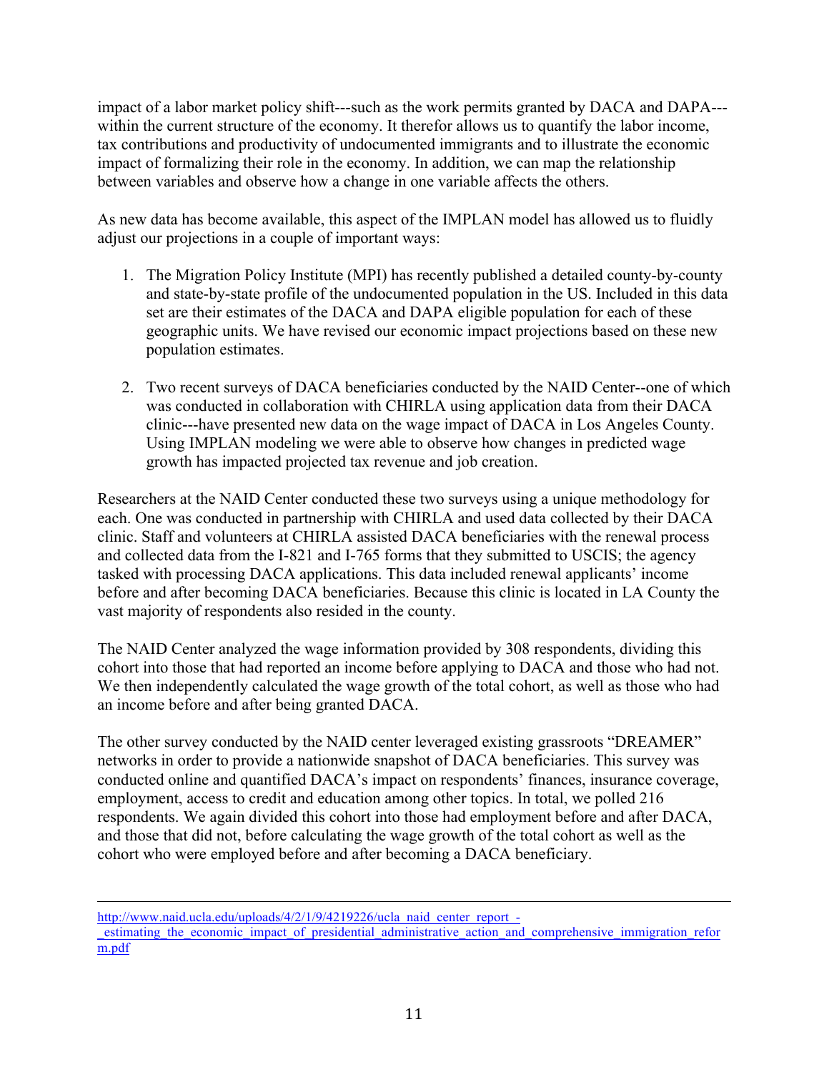impact of a labor market policy shift---such as the work permits granted by DACA and DAPA---within the current structure of the economy. It therefor allows us to quantify the labor income, tax contributions and productivity of undocumented immigrants and to illustrate the economic impact of formalizing their role in the economy. In addition, we can map the relationship between variables and observe how a change in one variable affects the others.

As new data has become available, this aspect of the IMPLAN model has allowed us to fluidly adjust our projections in a couple of important ways:

1. The Migration Policy Institute (MPI) has recently published a detailed county-by-county and state-by-state profile of the undocumented population in the US. Included in this data set are their estimates of the DACA and DAPA eligible population for each of these geographic units. We have revised our economic impact projections based on these new population estimates.

2. Two recent surveys of DACA beneficiaries conducted by the NAID Center--one of which was conducted in collaboration with CHIRLA using application data from their DACA clinic---have presented new data on the wage impact of DACA in Los Angeles County. Using IMPLAN modeling we were able to observe how changes in predicted wage growth has impacted projected tax revenue and job creation.

Researchers at the NAID Center conducted these two surveys using a unique methodology for each. One was conducted in partnership with CHIRLA and used data collected by their DACA clinic. Staff and volunteers at CHIRLA assisted DACA beneficiaries with the renewal process and collected data from the I-821 and I-765 forms that they submitted to USCIS; the agency tasked with processing DACA applications. This data included renewal applicants' income before and after becoming DACA beneficiaries. Because this clinic is located in LA County the vast majority of respondents also resided in the county.

The NAID Center analyzed the wage information provided by 308 respondents, dividing this cohort into those that had reported an income before applying to DACA and those who had not. We then independently calculated the wage growth of the total cohort, as well as those who had an income before and after being granted DACA.

The other survey conducted by the NAID center leveraged existing grassroots "DREAMER" networks in order to provide a nationwide snapshot of DACA beneficiaries. This survey was conducted online and quantified DACA's impact on respondents' finances, insurance coverage, employment, access to credit and education among other topics. In total, we polled 216 respondents. We again divided this cohort into those had employment before and after DACA, and those that did not, before calculating the wage growth of the total cohort as well as the cohort who were employed before and after becoming a DACA beneficiary.

---

http://www.naid.ucla.edu/uploads/4/2/1/9/4219226/ucla_naid_center_report_-_estimating_the_economic_impact_of_presidential_administrative_action_and_comprehensive_immigration_reform.pdf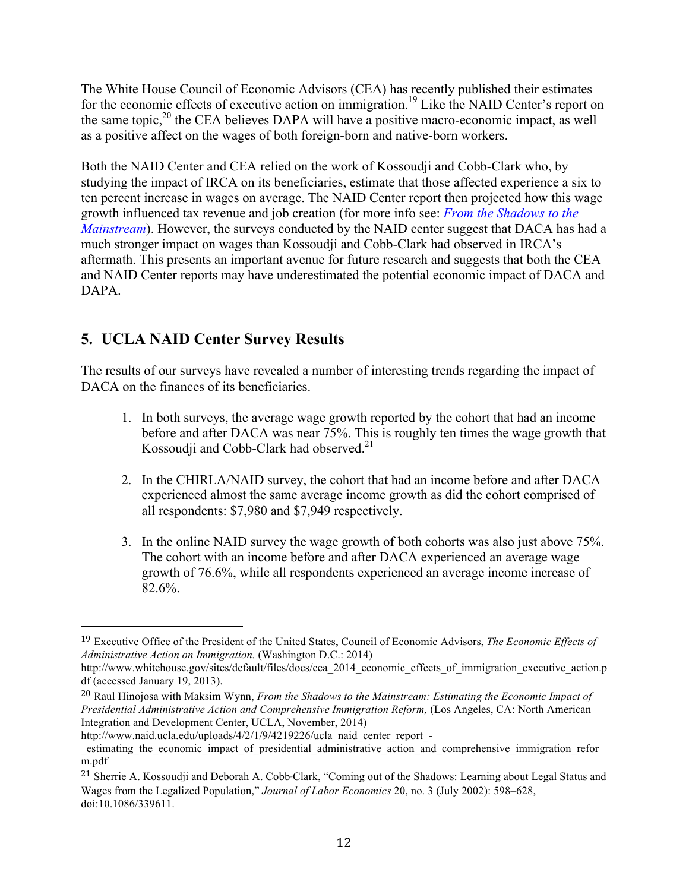The White House Council of Economic Advisors (CEA) has recently published their estimates for the economic effects of executive action on immigration.[19] Like the NAID Center's report on the same topic,[20] the CEA believes DAPA will have a positive macro-economic impact, as well as a positive affect on the wages of both foreign-born and native-born workers.

Both the NAID Center and CEA relied on the work of Kossoudji and Cobb-Clark who, by studying the impact of IRCA on its beneficiaries, estimate that those affected experience a six to ten percent increase in wages on average. The NAID Center report then projected how this wage growth influenced tax revenue and job creation (for more info see: *From the Shadows to the Mainstream*). However, the surveys conducted by the NAID center suggest that DACA has had a much stronger impact on wages than Kossoudji and Cobb-Clark had observed in IRCA's aftermath. This presents an important avenue for future research and suggests that both the CEA and NAID Center reports may have underestimated the potential economic impact of DACA and DAPA.

## 5. UCLA NAID Center Survey Results

The results of our surveys have revealed a number of interesting trends regarding the impact of DACA on the finances of its beneficiaries.

1. In both surveys, the average wage growth reported by the cohort that had an income before and after DACA was near 75%. This is roughly ten times the wage growth that Kossoudji and Cobb-Clark had observed.[21]

2. In the CHIRLA/NAID survey, the cohort that had an income before and after DACA experienced almost the same average income growth as did the cohort comprised of all respondents: $7,980 and $7,949 respectively.

3. In the online NAID survey the wage growth of both cohorts was also just above 75%. The cohort with an income before and after DACA experienced an average wage growth of 76.6%, while all respondents experienced an average income increase of 82.6%.

---

[19] Executive Office of the President of the United States, Council of Economic Advisors, *The Economic Effects of Administrative Action on Immigration.* (Washington D.C.: 2014) http://www.whitehouse.gov/sites/default/files/docs/cea_2014_economic_effects_of_immigration_executive_action.pdf (accessed January 19, 2013).

[20] Raul Hinojosa with Maksim Wynn, *From the Shadows to the Mainstream: Estimating the Economic Impact of Presidential Administrative Action and Comprehensive Immigration Reform,* (Los Angeles, CA: North American Integration and Development Center, UCLA, November, 2014) http://www.naid.ucla.edu/uploads/4/2/1/9/4219226/ucla_naid_center_report_-_estimating_the_economic_impact_of_presidential_administrative_action_and_comprehensive_immigration_reform.pdf

[21] Sherrie A. Kossoudji and Deborah A. Cobb-Clark, "Coming out of the Shadows: Learning about Legal Status and Wages from the Legalized Population," *Journal of Labor Economics* 20, no. 3 (July 2002): 598–628, doi:10.1086/339611.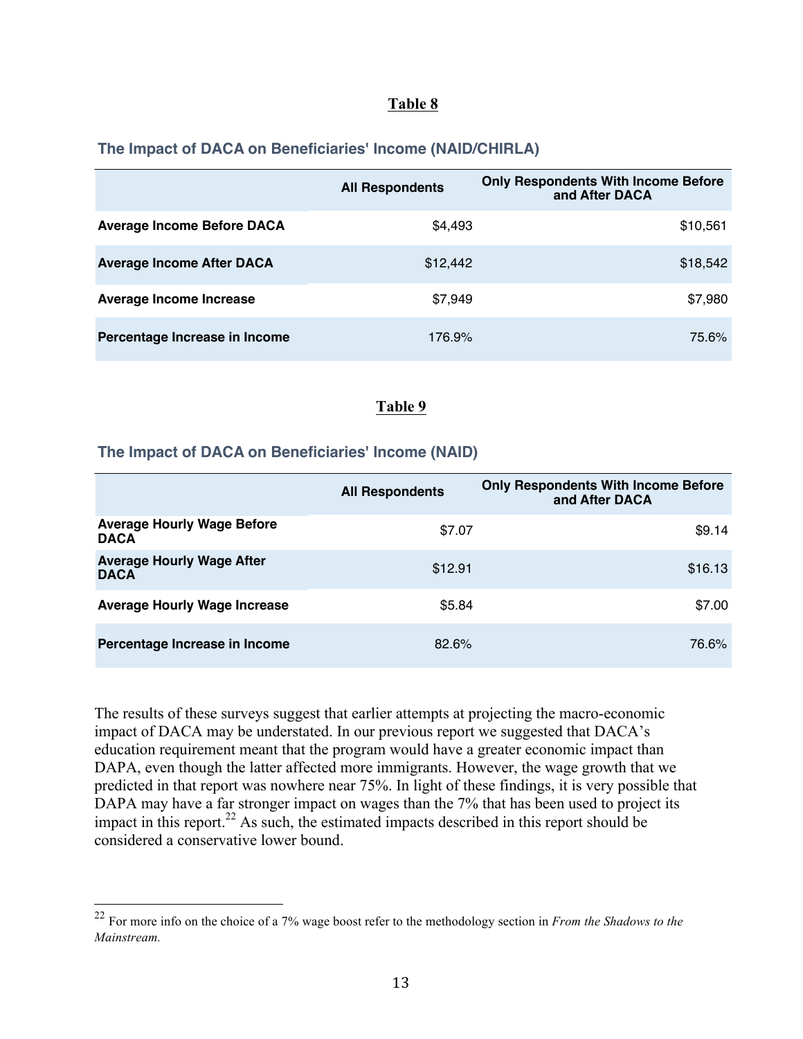**Table 8**

### The Impact of DACA on Beneficiaries' Income (NAID/CHIRLA)

| | All Respondents | Only Respondents With Income Before and After DACA |
|---|---|---|
| **Average Income Before DACA** | $4,493 | $10,561 |
| **Average Income After DACA** | $12,442 | $18,542 |
| **Average Income Increase** | $7,949 | $7,980 |
| **Percentage Increase in Income** | 176.9% | 75.6% |

**Table 9**

### The Impact of DACA on Beneficiaries' Income (NAID)

| | All Respondents | Only Respondents With Income Before and After DACA |
|---|---|---|
| **Average Hourly Wage Before DACA** | $7.07 | $9.14 |
| **Average Hourly Wage After DACA** | $12.91 | $16.13 |
| **Average Hourly Wage Increase** | $5.84 | $7.00 |
| **Percentage Increase in Income** | 82.6% | 76.6% |

The results of these surveys suggest that earlier attempts at projecting the macro-economic impact of DACA may be understated. In our previous report we suggested that DACA's education requirement meant that the program would have a greater economic impact than DAPA, even though the latter affected more immigrants. However, the wage growth that we predicted in that report was nowhere near 75%. In light of these findings, it is very possible that DAPA may have a far stronger impact on wages than the 7% that has been used to project its impact in this report.[22] As such, the estimated impacts described in this report should be considered a conservative lower bound.

[22] For more info on the choice of a 7% wage boost refer to the methodology section in *From the Shadows to the Mainstream.*